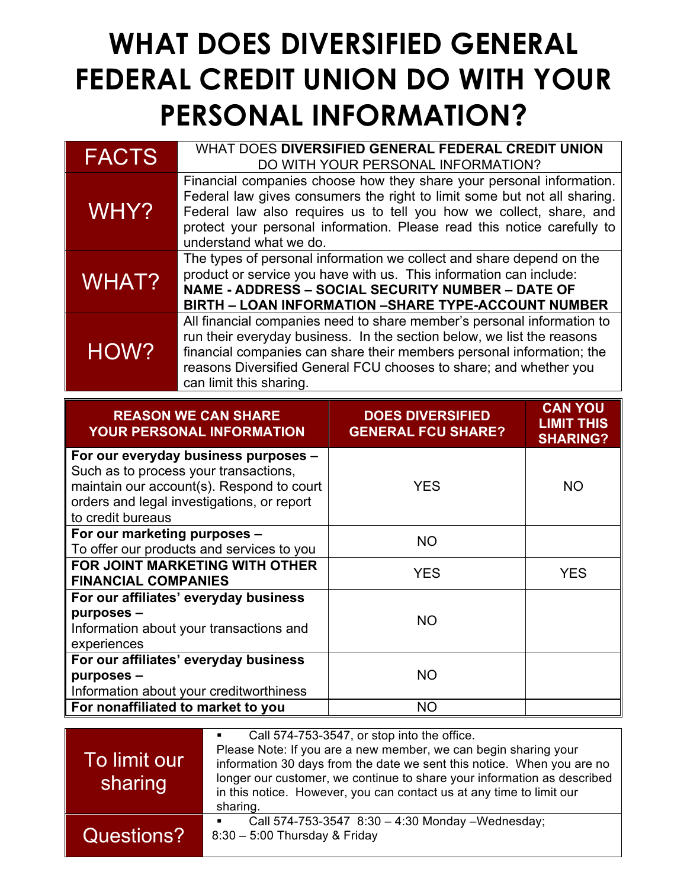# WHAT DOES DIVERSIFIED GENERAL FEDERAL CREDIT UNION DO WITH YOUR PERSONAL INFORMATION?

| FACTS | WHAT DOES **DIVERSIFIED GENERAL FEDERAL CREDIT UNION** DO WITH YOUR PERSONAL INFORMATION? |
|---|---|
| WHY? | Financial companies choose how they share your personal information. Federal law gives consumers the right to limit some but not all sharing. Federal law also requires us to tell you how we collect, share, and protect your personal information. Please read this notice carefully to understand what we do. |
| WHAT? | The types of personal information we collect and share depend on the product or service you have with us. This information can include: **NAME - ADDRESS – SOCIAL SECURITY NUMBER – DATE OF BIRTH – LOAN INFORMATION –SHARE TYPE-ACCOUNT NUMBER** |
| HOW? | All financial companies need to share member's personal information to run their everyday business. In the section below, we list the reasons financial companies can share their members personal information; the reasons Diversified General FCU chooses to share; and whether you can limit this sharing. |

| REASON WE CAN SHARE YOUR PERSONAL INFORMATION | DOES DIVERSIFIED GENERAL FCU SHARE? | CAN YOU LIMIT THIS SHARING? |
|---|---|---|
| **For our everyday business purposes –** Such as to process your transactions, maintain our account(s). Respond to court orders and legal investigations, or report to credit bureaus | YES | NO |
| **For our marketing purposes –** To offer our products and services to you | NO | |
| **FOR JOINT MARKETING WITH OTHER FINANCIAL COMPANIES** | YES | YES |
| **For our affiliates' everyday business purposes –** Information about your transactions and experiences | NO | |
| **For our affiliates' everyday business purposes –** Information about your creditworthiness | NO | |
| **For nonaffiliated to market to you** | NO | |

| To limit our sharing | ▪ Call 574-753-3547, or stop into the office. Please Note: If you are a new member, we can begin sharing your information 30 days from the date we sent this notice. When you are no longer our customer, we continue to share your information as described in this notice. However, you can contact us at any time to limit our sharing. |
|---|---|
| Questions? | ▪ Call 574-753-3547 8:30 – 4:30 Monday –Wednesday; 8:30 – 5:00 Thursday & Friday |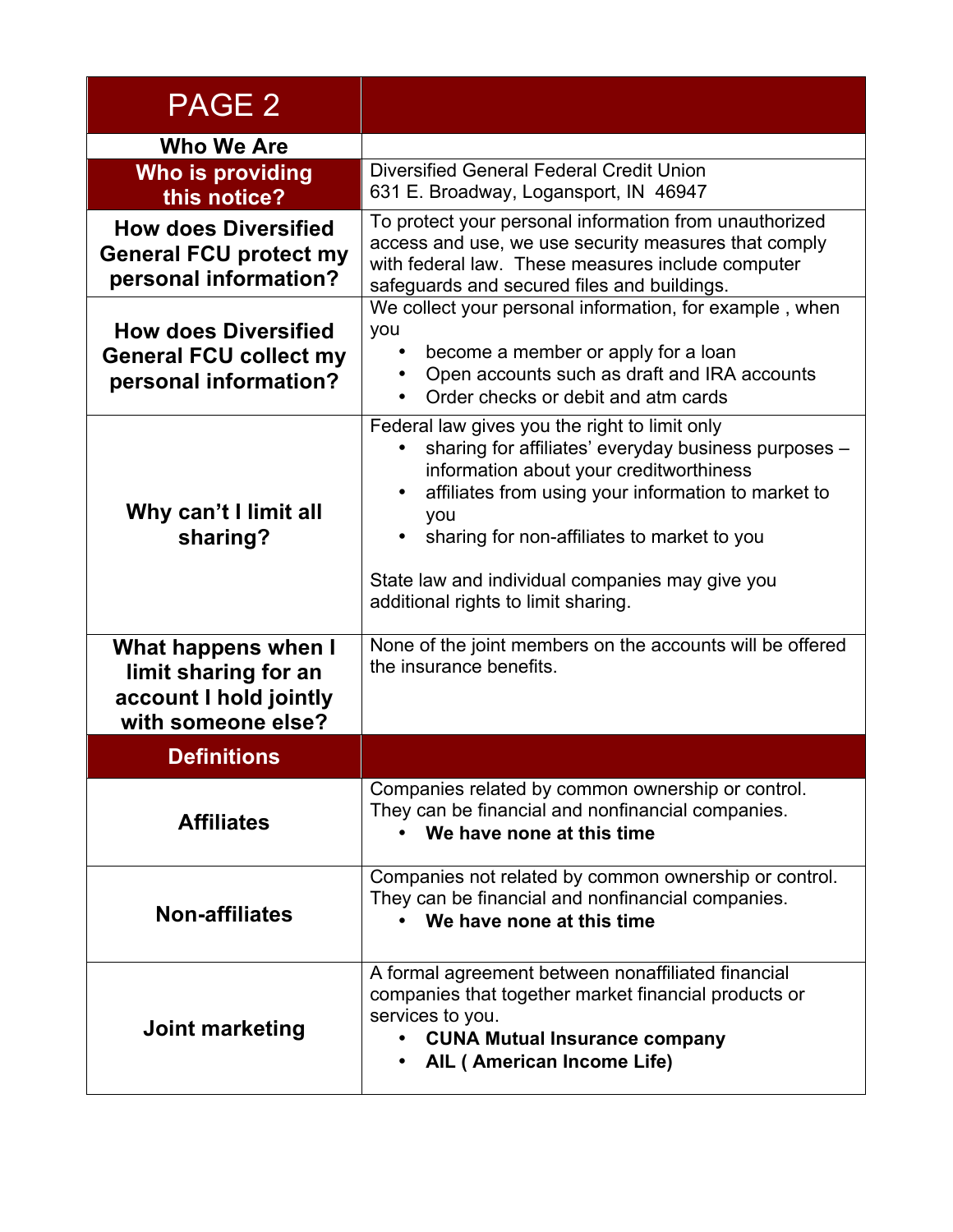| PAGE 2 | |
|---|---|
| **Who We Are** | |
| **Who is providing this notice?** | Diversified General Federal Credit Union<br>631 E. Broadway, Logansport, IN 46947 |
| **How does Diversified General FCU protect my personal information?** | To protect your personal information from unauthorized access and use, we use security measures that comply with federal law. These measures include computer safeguards and secured files and buildings. |
| **How does Diversified General FCU collect my personal information?** | We collect your personal information, for example , when you<br>• become a member or apply for a loan<br>• Open accounts such as draft and IRA accounts<br>• Order checks or debit and atm cards |
| **Why can't I limit all sharing?** | Federal law gives you the right to limit only<br>• sharing for affiliates' everyday business purposes – information about your creditworthiness<br>• affiliates from using your information to market to you<br>• sharing for non-affiliates to market to you<br><br>State law and individual companies may give you additional rights to limit sharing. |
| **What happens when I limit sharing for an account I hold jointly with someone else?** | None of the joint members on the accounts will be offered the insurance benefits. |
| **Definitions** | |
| **Affiliates** | Companies related by common ownership or control. They can be financial and nonfinancial companies.<br>• **We have none at this time** |
| **Non-affiliates** | Companies not related by common ownership or control. They can be financial and nonfinancial companies.<br>• **We have none at this time** |
| **Joint marketing** | A formal agreement between nonaffiliated financial companies that together market financial products or services to you.<br>• **CUNA Mutual Insurance company**<br>• **AIL ( American Income Life)** |